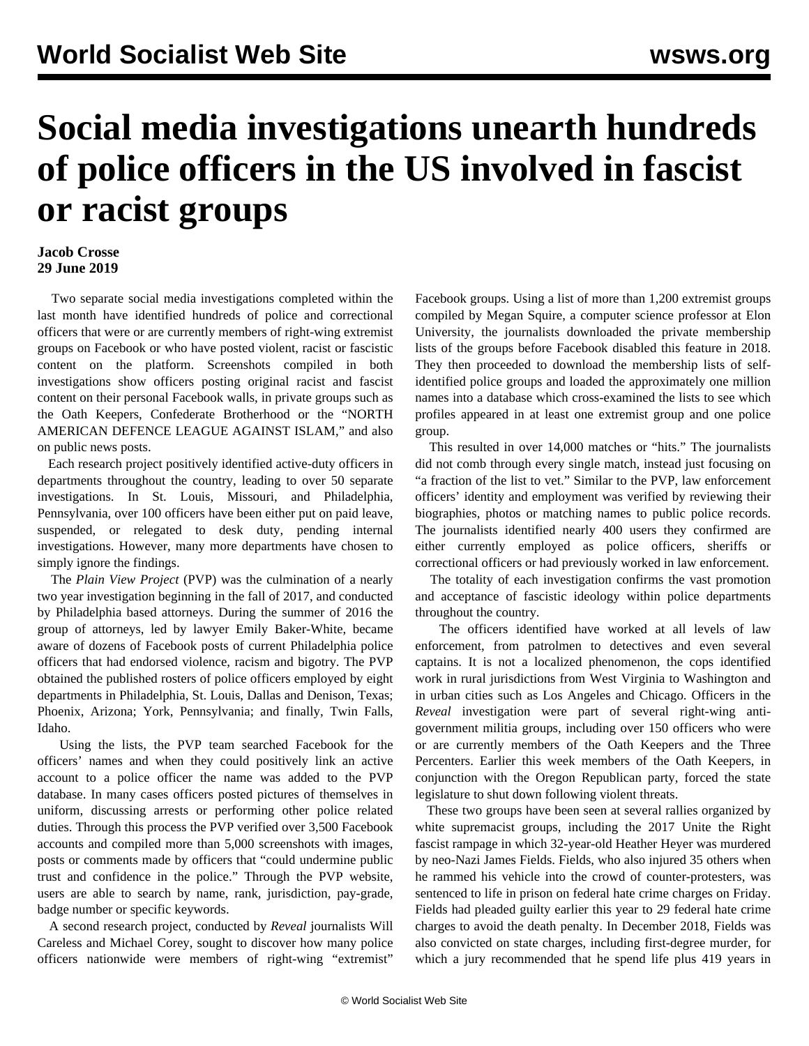# Social media investigations unearth hundreds of police officers in the US involved in fascist or racist groups

**Jacob Crosse**
**29 June 2019**

Two separate social media investigations completed within the last month have identified hundreds of police and correctional officers that were or are currently members of right-wing extremist groups on Facebook or who have posted violent, racist or fascistic content on the platform. Screenshots compiled in both investigations show officers posting original racist and fascist content on their personal Facebook walls, in private groups such as the Oath Keepers, Confederate Brotherhood or the "NORTH AMERICAN DEFENCE LEAGUE AGAINST ISLAM," and also on public news posts.

Each research project positively identified active-duty officers in departments throughout the country, leading to over 50 separate investigations. In St. Louis, Missouri, and Philadelphia, Pennsylvania, over 100 officers have been either put on paid leave, suspended, or relegated to desk duty, pending internal investigations. However, many more departments have chosen to simply ignore the findings.

The *Plain View Project* (PVP) was the culmination of a nearly two year investigation beginning in the fall of 2017, and conducted by Philadelphia based attorneys. During the summer of 2016 the group of attorneys, led by lawyer Emily Baker-White, became aware of dozens of Facebook posts of current Philadelphia police officers that had endorsed violence, racism and bigotry. The PVP obtained the published rosters of police officers employed by eight departments in Philadelphia, St. Louis, Dallas and Denison, Texas; Phoenix, Arizona; York, Pennsylvania; and finally, Twin Falls, Idaho.

Using the lists, the PVP team searched Facebook for the officers' names and when they could positively link an active account to a police officer the name was added to the PVP database. In many cases officers posted pictures of themselves in uniform, discussing arrests or performing other police related duties. Through this process the PVP verified over 3,500 Facebook accounts and compiled more than 5,000 screenshots with images, posts or comments made by officers that "could undermine public trust and confidence in the police." Through the PVP website, users are able to search by name, rank, jurisdiction, pay-grade, badge number or specific keywords.

A second research project, conducted by *Reveal* journalists Will Careless and Michael Corey, sought to discover how many police officers nationwide were members of right-wing "extremist" Facebook groups. Using a list of more than 1,200 extremist groups compiled by Megan Squire, a computer science professor at Elon University, the journalists downloaded the private membership lists of the groups before Facebook disabled this feature in 2018. They then proceeded to download the membership lists of self-identified police groups and loaded the approximately one million names into a database which cross-examined the lists to see which profiles appeared in at least one extremist group and one police group.

This resulted in over 14,000 matches or "hits." The journalists did not comb through every single match, instead just focusing on "a fraction of the list to vet." Similar to the PVP, law enforcement officers' identity and employment was verified by reviewing their biographies, photos or matching names to public police records. The journalists identified nearly 400 users they confirmed are either currently employed as police officers, sheriffs or correctional officers or had previously worked in law enforcement.

The totality of each investigation confirms the vast promotion and acceptance of fascistic ideology within police departments throughout the country.

The officers identified have worked at all levels of law enforcement, from patrolmen to detectives and even several captains. It is not a localized phenomenon, the cops identified work in rural jurisdictions from West Virginia to Washington and in urban cities such as Los Angeles and Chicago. Officers in the *Reveal* investigation were part of several right-wing anti-government militia groups, including over 150 officers who were or are currently members of the Oath Keepers and the Three Percenters. Earlier this week members of the Oath Keepers, in conjunction with the Oregon Republican party, forced the state legislature to shut down following violent threats.

These two groups have been seen at several rallies organized by white supremacist groups, including the 2017 Unite the Right fascist rampage in which 32-year-old Heather Heyer was murdered by neo-Nazi James Fields. Fields, who also injured 35 others when he rammed his vehicle into the crowd of counter-protesters, was sentenced to life in prison on federal hate crime charges on Friday. Fields had pleaded guilty earlier this year to 29 federal hate crime charges to avoid the death penalty. In December 2018, Fields was also convicted on state charges, including first-degree murder, for which a jury recommended that he spend life plus 419 years in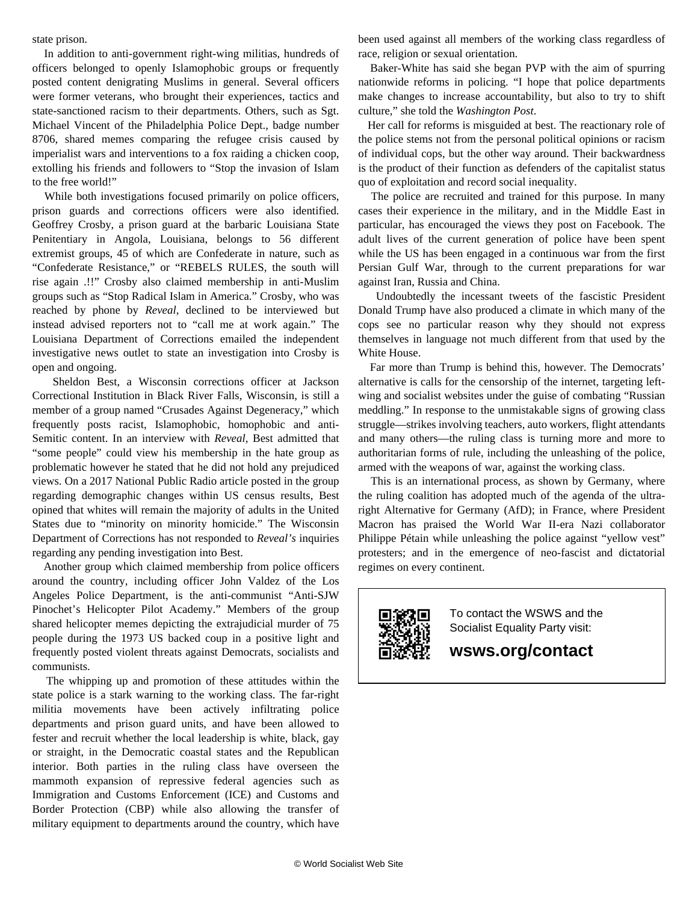state prison.

In addition to anti-government right-wing militias, hundreds of officers belonged to openly Islamophobic groups or frequently posted content denigrating Muslims in general. Several officers were former veterans, who brought their experiences, tactics and state-sanctioned racism to their departments. Others, such as Sgt. Michael Vincent of the Philadelphia Police Dept., badge number 8706, shared memes comparing the refugee crisis caused by imperialist wars and interventions to a fox raiding a chicken coop, extolling his friends and followers to "Stop the invasion of Islam to the free world!"

While both investigations focused primarily on police officers, prison guards and corrections officers were also identified. Geoffrey Crosby, a prison guard at the barbaric Louisiana State Penitentiary in Angola, Louisiana, belongs to 56 different extremist groups, 45 of which are Confederate in nature, such as "Confederate Resistance," or "REBELS RULES, the south will rise again .!!" Crosby also claimed membership in anti-Muslim groups such as "Stop Radical Islam in America." Crosby, who was reached by phone by *Reveal*, declined to be interviewed but instead advised reporters not to "call me at work again." The Louisiana Department of Corrections emailed the independent investigative news outlet to state an investigation into Crosby is open and ongoing.

Sheldon Best, a Wisconsin corrections officer at Jackson Correctional Institution in Black River Falls, Wisconsin, is still a member of a group named "Crusades Against Degeneracy," which frequently posts racist, Islamophobic, homophobic and anti-Semitic content. In an interview with *Reveal*, Best admitted that "some people" could view his membership in the hate group as problematic however he stated that he did not hold any prejudiced views. On a 2017 National Public Radio article posted in the group regarding demographic changes within US census results, Best opined that whites will remain the majority of adults in the United States due to "minority on minority homicide." The Wisconsin Department of Corrections has not responded to *Reveal's* inquiries regarding any pending investigation into Best.

Another group which claimed membership from police officers around the country, including officer John Valdez of the Los Angeles Police Department, is the anti-communist "Anti-SJW Pinochet's Helicopter Pilot Academy." Members of the group shared helicopter memes depicting the extrajudicial murder of 75 people during the 1973 US backed coup in a positive light and frequently posted violent threats against Democrats, socialists and communists.

The whipping up and promotion of these attitudes within the state police is a stark warning to the working class. The far-right militia movements have been actively infiltrating police departments and prison guard units, and have been allowed to fester and recruit whether the local leadership is white, black, gay or straight, in the Democratic coastal states and the Republican interior. Both parties in the ruling class have overseen the mammoth expansion of repressive federal agencies such as Immigration and Customs Enforcement (ICE) and Customs and Border Protection (CBP) while also allowing the transfer of military equipment to departments around the country, which have been used against all members of the working class regardless of race, religion or sexual orientation.

Baker-White has said she began PVP with the aim of spurring nationwide reforms in policing. "I hope that police departments make changes to increase accountability, but also to try to shift culture," she told the *Washington Post*.

Her call for reforms is misguided at best. The reactionary role of the police stems not from the personal political opinions or racism of individual cops, but the other way around. Their backwardness is the product of their function as defenders of the capitalist status quo of exploitation and record social inequality.

The police are recruited and trained for this purpose. In many cases their experience in the military, and in the Middle East in particular, has encouraged the views they post on Facebook. The adult lives of the current generation of police have been spent while the US has been engaged in a continuous war from the first Persian Gulf War, through to the current preparations for war against Iran, Russia and China.

Undoubtedly the incessant tweets of the fascistic President Donald Trump have also produced a climate in which many of the cops see no particular reason why they should not express themselves in language not much different from that used by the White House.

Far more than Trump is behind this, however. The Democrats' alternative is calls for the censorship of the internet, targeting left-wing and socialist websites under the guise of combating "Russian meddling." In response to the unmistakable signs of growing class struggle—strikes involving teachers, auto workers, flight attendants and many others—the ruling class is turning more and more to authoritarian forms of rule, including the unleashing of the police, armed with the weapons of war, against the working class.

This is an international process, as shown by Germany, where the ruling coalition has adopted much of the agenda of the ultra-right Alternative for Germany (AfD); in France, where President Macron has praised the World War II-era Nazi collaborator Philippe Pétain while unleashing the police against "yellow vest" protesters; and in the emergence of neo-fascist and dictatorial regimes on every continent.

To contact the WSWS and the Socialist Equality Party visit:

**wsws.org/contact**